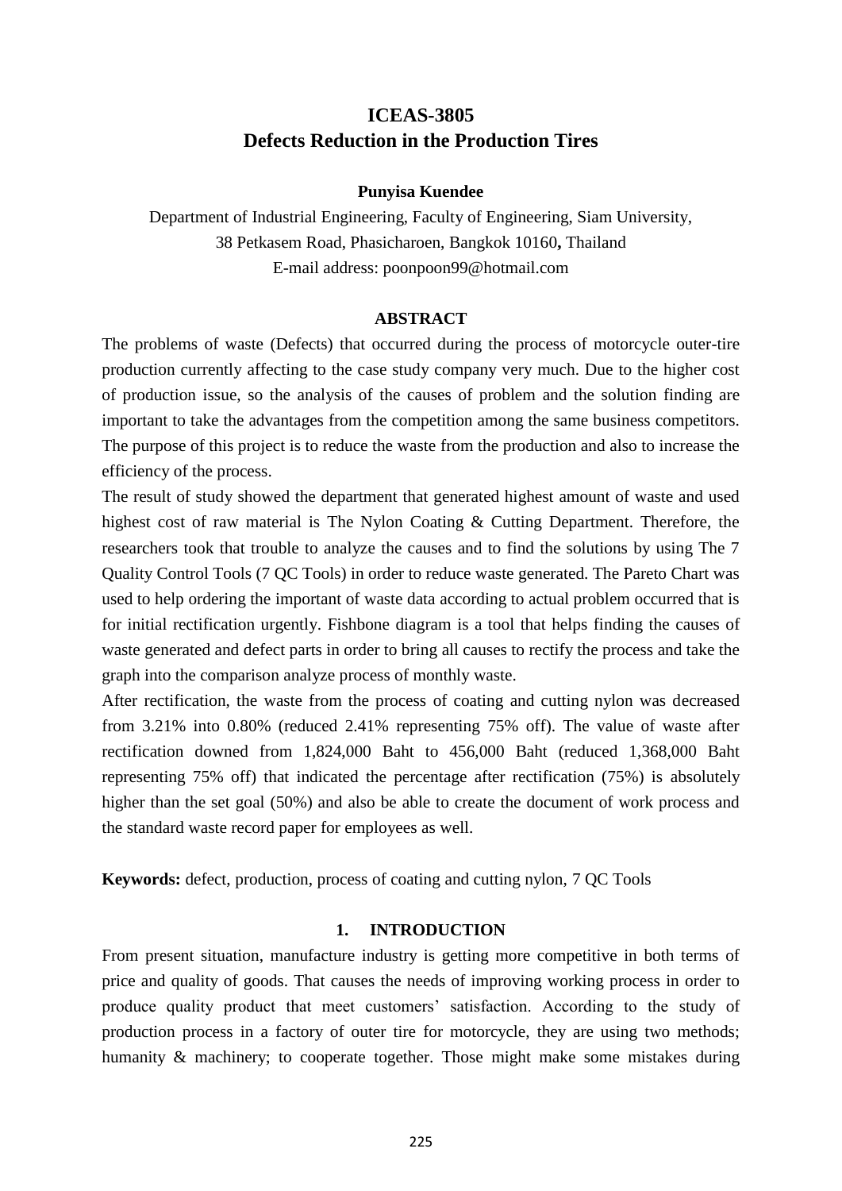# ICEAS-3805
# Defects Reduction in the Production Tires

**Punyisa Kuendee**

Department of Industrial Engineering, Faculty of Engineering, Siam University,
38 Petkasem Road, Phasicharoen, Bangkok 10160**,** Thailand
E-mail address: poonpoon99@hotmail.com

## ABSTRACT

The problems of waste (Defects) that occurred during the process of motorcycle outer-tire production currently affecting to the case study company very much. Due to the higher cost of production issue, so the analysis of the causes of problem and the solution finding are important to take the advantages from the competition among the same business competitors. The purpose of this project is to reduce the waste from the production and also to increase the efficiency of the process.

The result of study showed the department that generated highest amount of waste and used highest cost of raw material is The Nylon Coating & Cutting Department. Therefore, the researchers took that trouble to analyze the causes and to find the solutions by using The 7 Quality Control Tools (7 QC Tools) in order to reduce waste generated. The Pareto Chart was used to help ordering the important of waste data according to actual problem occurred that is for initial rectification urgently. Fishbone diagram is a tool that helps finding the causes of waste generated and defect parts in order to bring all causes to rectify the process and take the graph into the comparison analyze process of monthly waste.

After rectification, the waste from the process of coating and cutting nylon was decreased from 3.21% into 0.80% (reduced 2.41% representing 75% off). The value of waste after rectification downed from 1,824,000 Baht to 456,000 Baht (reduced 1,368,000 Baht representing 75% off) that indicated the percentage after rectification (75%) is absolutely higher than the set goal (50%) and also be able to create the document of work process and the standard waste record paper for employees as well.

**Keywords:** defect, production, process of coating and cutting nylon, 7 QC Tools

## 1. INTRODUCTION

From present situation, manufacture industry is getting more competitive in both terms of price and quality of goods. That causes the needs of improving working process in order to produce quality product that meet customers' satisfaction. According to the study of production process in a factory of outer tire for motorcycle, they are using two methods; humanity & machinery; to cooperate together. Those might make some mistakes during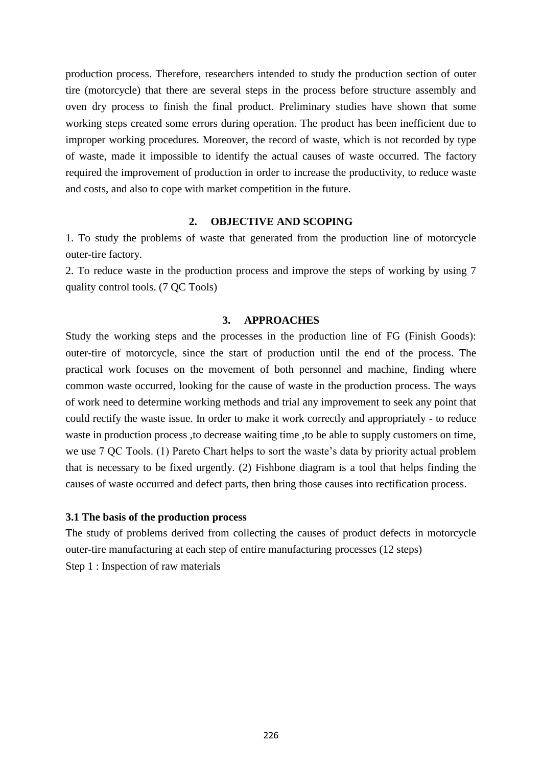production process. Therefore, researchers intended to study the production section of outer tire (motorcycle) that there are several steps in the process before structure assembly and oven dry process to finish the final product. Preliminary studies have shown that some working steps created some errors during operation. The product has been inefficient due to improper working procedures. Moreover, the record of waste, which is not recorded by type of waste, made it impossible to identify the actual causes of waste occurred. The factory required the improvement of production in order to increase the productivity, to reduce waste and costs, and also to cope with market competition in the future.

## 2. OBJECTIVE AND SCOPING

1. To study the problems of waste that generated from the production line of motorcycle outer-tire factory.
2. To reduce waste in the production process and improve the steps of working by using 7 quality control tools. (7 QC Tools)

## 3. APPROACHES

Study the working steps and the processes in the production line of FG (Finish Goods): outer-tire of motorcycle, since the start of production until the end of the process. The practical work focuses on the movement of both personnel and machine, finding where common waste occurred, looking for the cause of waste in the production process. The ways of work need to determine working methods and trial any improvement to seek any point that could rectify the waste issue. In order to make it work correctly and appropriately - to reduce waste in production process ,to decrease waiting time ,to be able to supply customers on time, we use 7 QC Tools. (1) Pareto Chart helps to sort the waste's data by priority actual problem that is necessary to be fixed urgently. (2) Fishbone diagram is a tool that helps finding the causes of waste occurred and defect parts, then bring those causes into rectification process.

### 3.1 The basis of the production process

The study of problems derived from collecting the causes of product defects in motorcycle outer-tire manufacturing at each step of entire manufacturing processes (12 steps)

Step 1 : Inspection of raw materials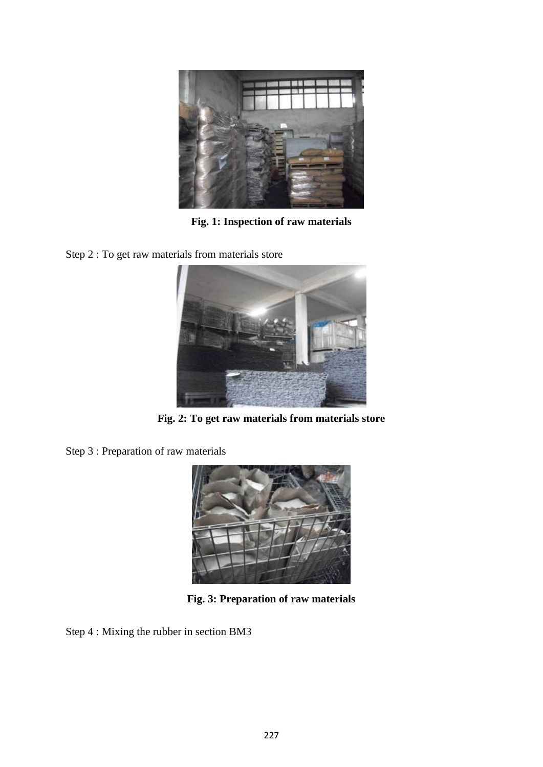**Fig. 1: Inspection of raw materials**

Step 2 : To get raw materials from materials store

**Fig. 2: To get raw materials from materials store**

Step 3 : Preparation of raw materials

**Fig. 3: Preparation of raw materials**

Step 4 : Mixing the rubber in section BM3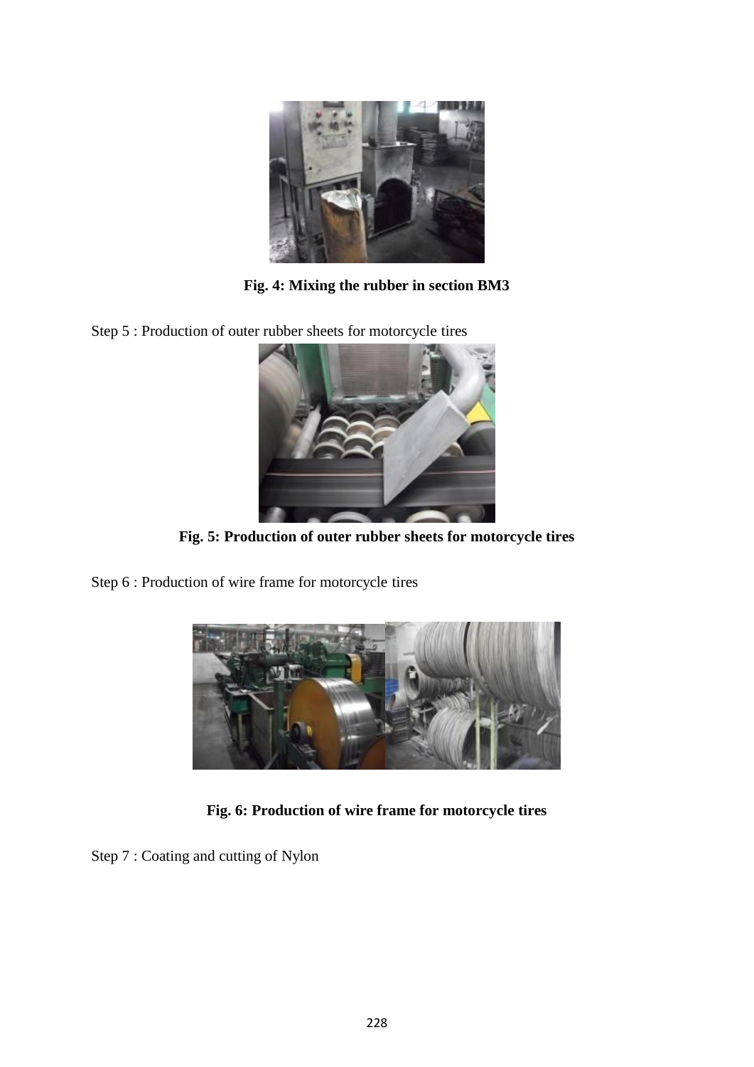Fig. 4: Mixing the rubber in section BM3

Step 5 : Production of outer rubber sheets for motorcycle tires

Fig. 5: Production of outer rubber sheets for motorcycle tires

Step 6 : Production of wire frame for motorcycle tires

Fig. 6: Production of wire frame for motorcycle tires

Step 7 : Coating and cutting of Nylon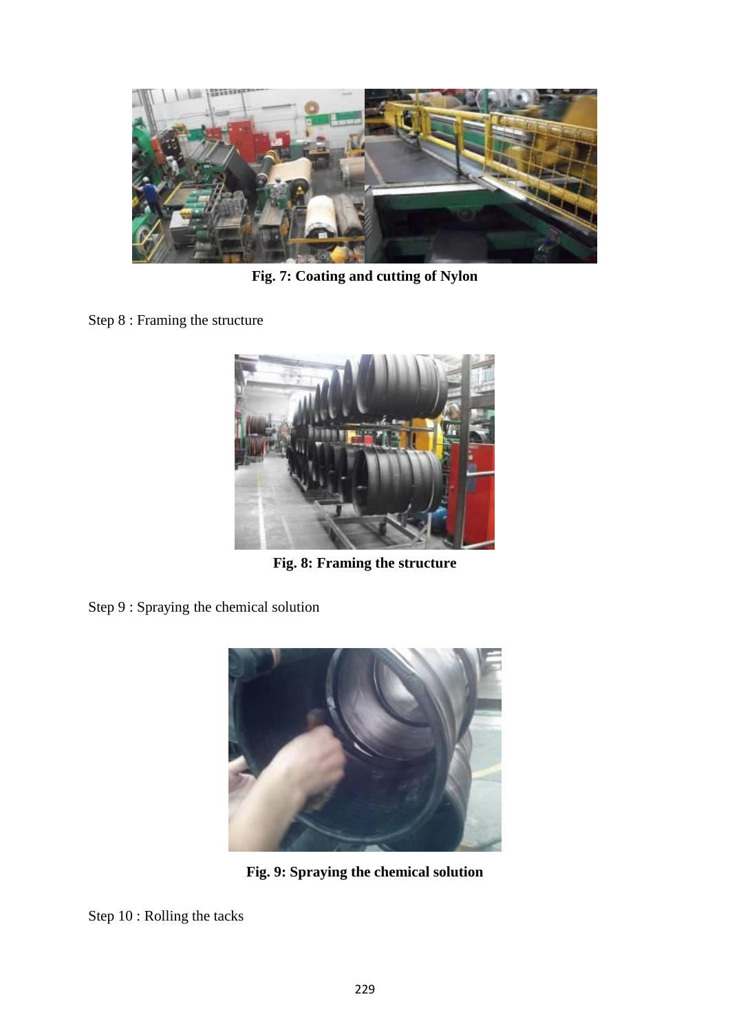**Fig. 7: Coating and cutting of Nylon**

Step 8 : Framing the structure

**Fig. 8: Framing the structure**

Step 9 : Spraying the chemical solution

**Fig. 9: Spraying the chemical solution**

Step 10 : Rolling the tacks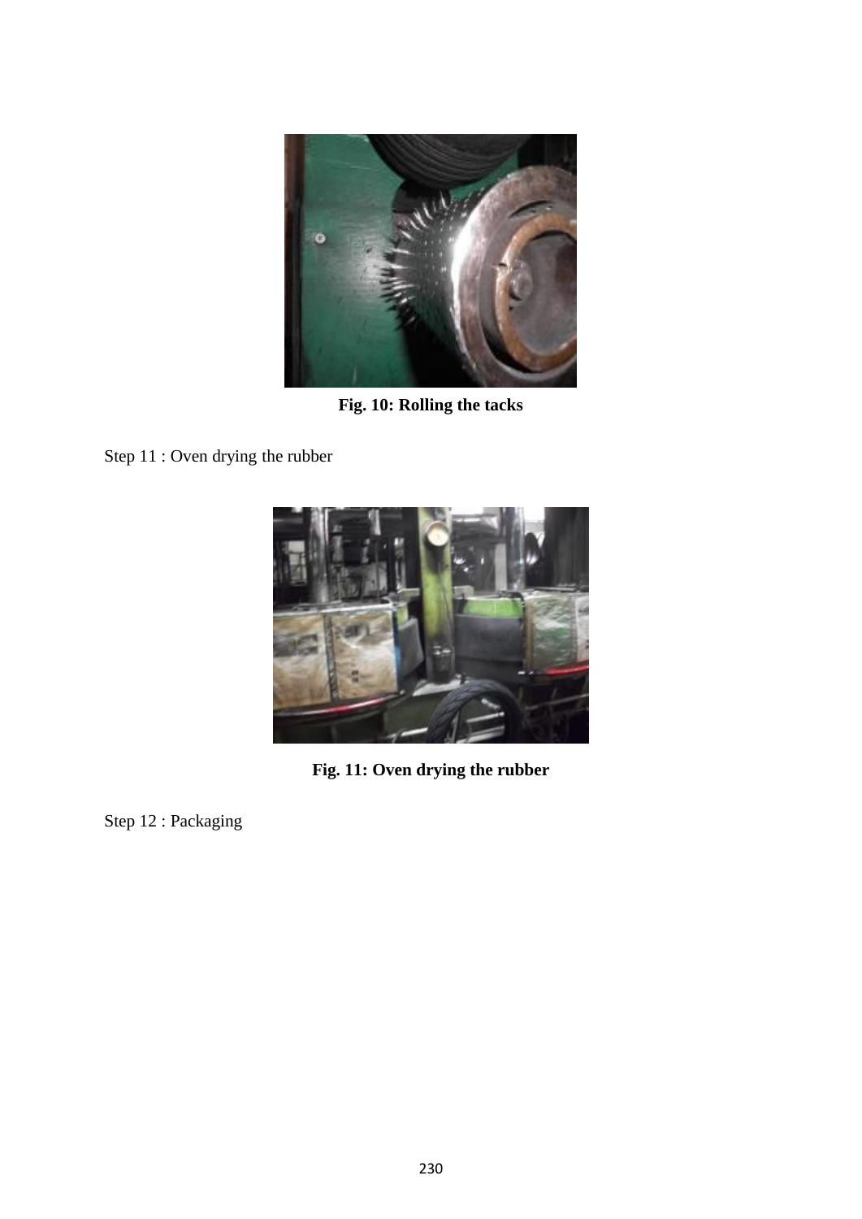**Fig. 10: Rolling the tacks**

Step 11 : Oven drying the rubber

**Fig. 11: Oven drying the rubber**

Step 12 : Packaging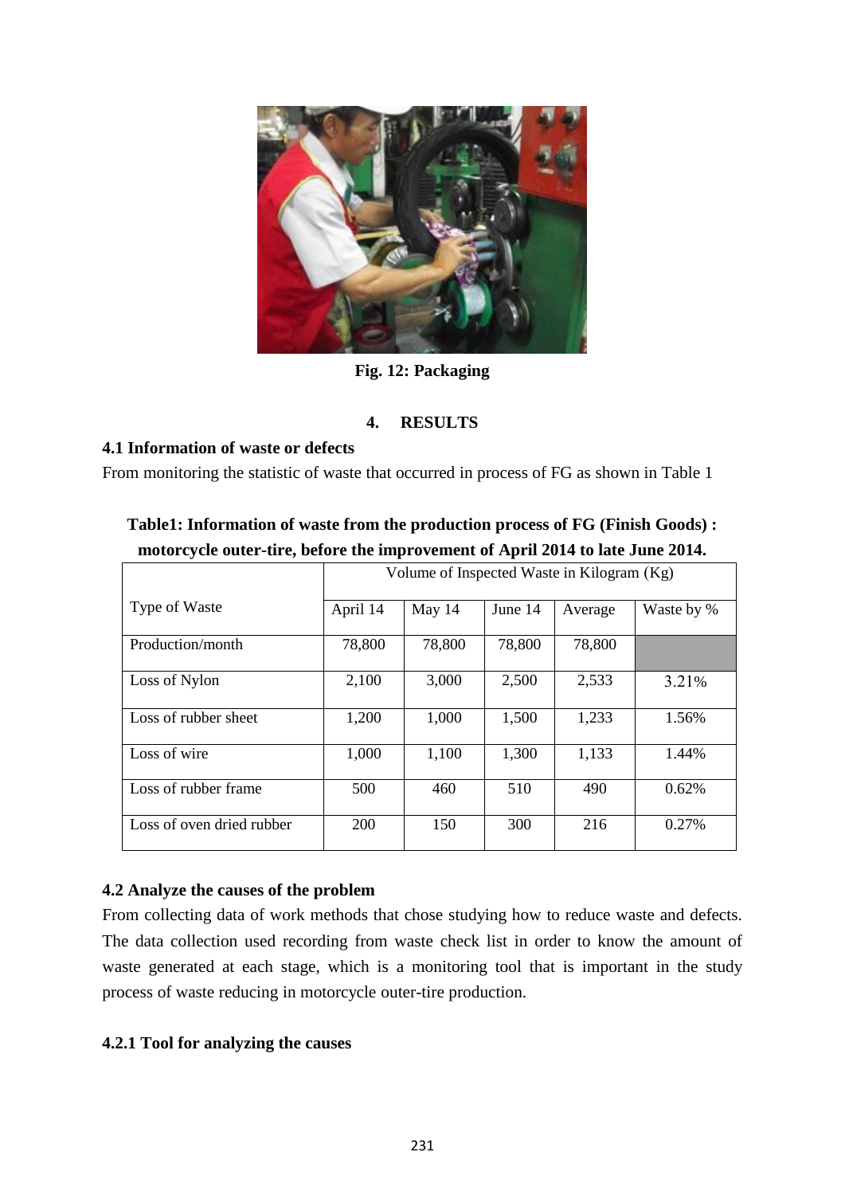Fig. 12: Packaging

## 4. RESULTS

### 4.1 Information of waste or defects

From monitoring the statistic of waste that occurred in process of FG as shown in Table 1

**Table1: Information of waste from the production process of FG (Finish Goods) : motorcycle outer-tire, before the improvement of April 2014 to late June 2014.**

| Type of Waste | Volume of Inspected Waste in Kilogram (Kg) | | | | |
|---|---|---|---|---|---|
| | April 14 | May 14 | June 14 | Average | Waste by % |
| Production/month | 78,800 | 78,800 | 78,800 | 78,800 | |
| Loss of Nylon | 2,100 | 3,000 | 2,500 | 2,533 | 3.21% |
| Loss of rubber sheet | 1,200 | 1,000 | 1,500 | 1,233 | 1.56% |
| Loss of wire | 1,000 | 1,100 | 1,300 | 1,133 | 1.44% |
| Loss of rubber frame | 500 | 460 | 510 | 490 | 0.62% |
| Loss of oven dried rubber | 200 | 150 | 300 | 216 | 0.27% |

### 4.2 Analyze the causes of the problem

From collecting data of work methods that chose studying how to reduce waste and defects. The data collection used recording from waste check list in order to know the amount of waste generated at each stage, which is a monitoring tool that is important in the study process of waste reducing in motorcycle outer-tire production.

#### 4.2.1 Tool for analyzing the causes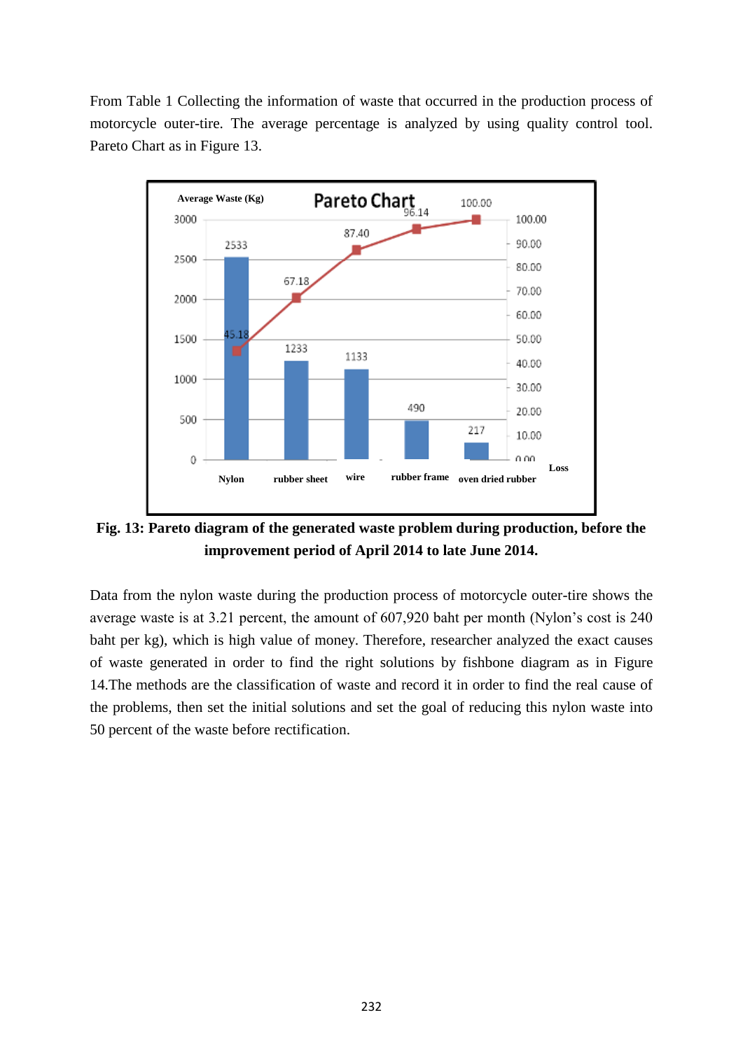From Table 1 Collecting the information of waste that occurred in the production process of motorcycle outer-tire. The average percentage is analyzed by using quality control tool. Pareto Chart as in Figure 13.

**Fig. 13: Pareto diagram of the generated waste problem during production, before the improvement period of April 2014 to late June 2014.**

Data from the nylon waste during the production process of motorcycle outer-tire shows the average waste is at 3.21 percent, the amount of 607,920 baht per month (Nylon's cost is 240 baht per kg), which is high value of money. Therefore, researcher analyzed the exact causes of waste generated in order to find the right solutions by fishbone diagram as in Figure 14.The methods are the classification of waste and record it in order to find the real cause of the problems, then set the initial solutions and set the goal of reducing this nylon waste into 50 percent of the waste before rectification.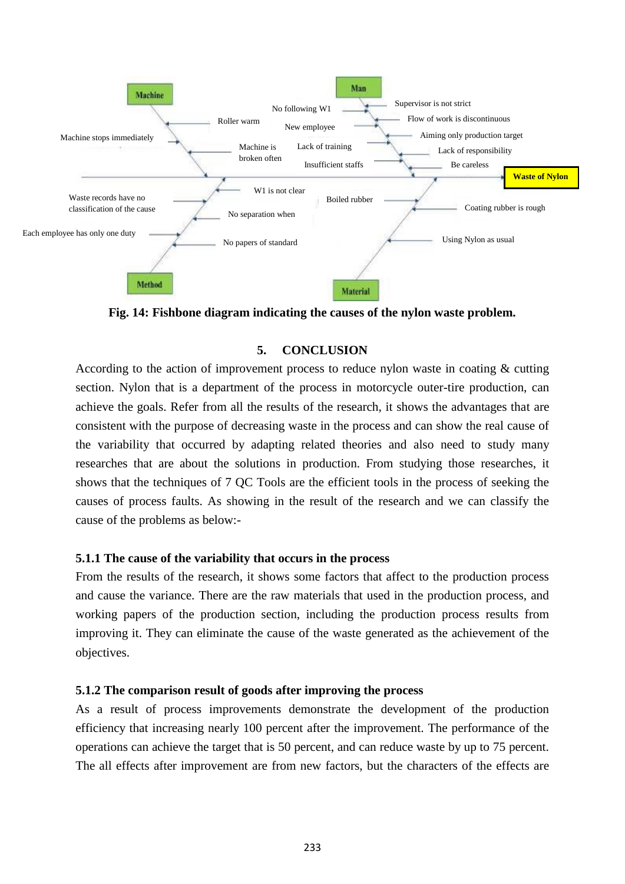**Fig. 14: Fishbone diagram indicating the causes of the nylon waste problem.**

## 5. CONCLUSION

According to the action of improvement process to reduce nylon waste in coating & cutting section. Nylon that is a department of the process in motorcycle outer-tire production, can achieve the goals. Refer from all the results of the research, it shows the advantages that are consistent with the purpose of decreasing waste in the process and can show the real cause of the variability that occurred by adapting related theories and also need to study many researches that are about the solutions in production. From studying those researches, it shows that the techniques of 7 QC Tools are the efficient tools in the process of seeking the causes of process faults. As showing in the result of the research and we can classify the cause of the problems as below:-

### 5.1.1 The cause of the variability that occurs in the process

From the results of the research, it shows some factors that affect to the production process and cause the variance. There are the raw materials that used in the production process, and working papers of the production section, including the production process results from improving it. They can eliminate the cause of the waste generated as the achievement of the objectives.

### 5.1.2 The comparison result of goods after improving the process

As a result of process improvements demonstrate the development of the production efficiency that increasing nearly 100 percent after the improvement. The performance of the operations can achieve the target that is 50 percent, and can reduce waste by up to 75 percent. The all effects after improvement are from new factors, but the characters of the effects are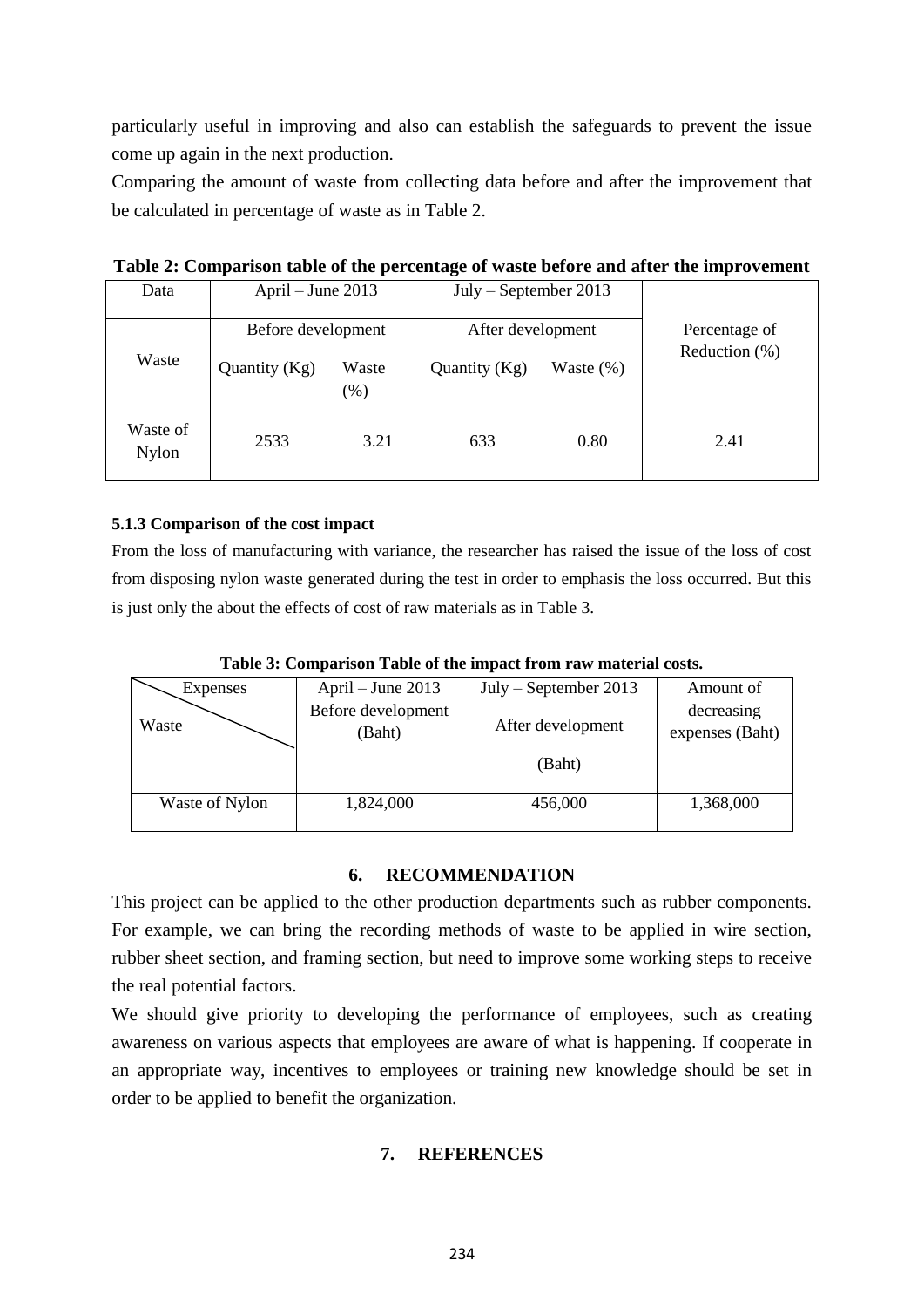particularly useful in improving and also can establish the safeguards to prevent the issue come up again in the next production.

Comparing the amount of waste from collecting data before and after the improvement that be calculated in percentage of waste as in Table 2.

**Table 2: Comparison table of the percentage of waste before and after the improvement**

| Data | April – June 2013 | | July – September 2013 | | Percentage of Reduction (%) |
|---|---|---|---|---|---|
| Waste | Before development | | After development | | |
| | Quantity (Kg) | Waste (%) | Quantity (Kg) | Waste (%) | |
| Waste of Nylon | 2533 | 3.21 | 633 | 0.80 | 2.41 |

### 5.1.3 Comparison of the cost impact

From the loss of manufacturing with variance, the researcher has raised the issue of the loss of cost from disposing nylon waste generated during the test in order to emphasis the loss occurred. But this is just only the about the effects of cost of raw materials as in Table 3.

**Table 3: Comparison Table of the impact from raw material costs.**

| Expenses / Waste | April – June 2013 Before development (Baht) | July – September 2013 After development (Baht) | Amount of decreasing expenses (Baht) |
|---|---|---|---|
| Waste of Nylon | 1,824,000 | 456,000 | 1,368,000 |

## 6. RECOMMENDATION

This project can be applied to the other production departments such as rubber components. For example, we can bring the recording methods of waste to be applied in wire section, rubber sheet section, and framing section, but need to improve some working steps to receive the real potential factors.

We should give priority to developing the performance of employees, such as creating awareness on various aspects that employees are aware of what is happening. If cooperate in an appropriate way, incentives to employees or training new knowledge should be set in order to be applied to benefit the organization.

## 7. REFERENCES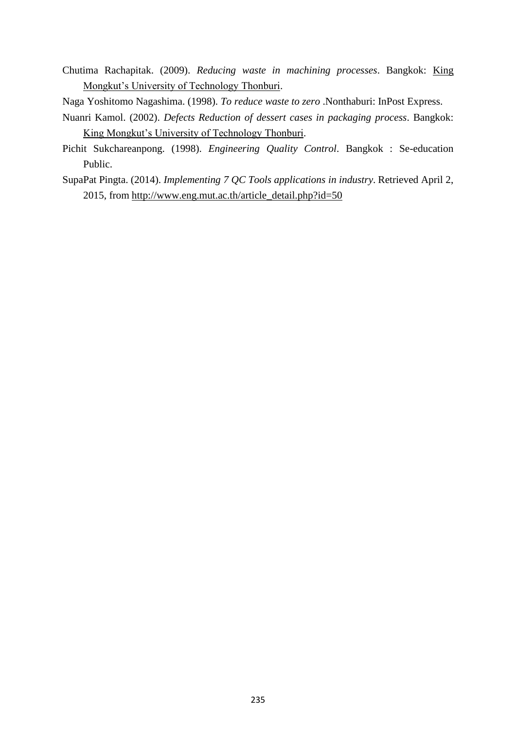Chutima Rachapitak. (2009). *Reducing waste in machining processes*. Bangkok: King Mongkut's University of Technology Thonburi.

Naga Yoshitomo Nagashima. (1998). *To reduce waste to zero* .Nonthaburi: InPost Express.

Nuanri Kamol. (2002). *Defects Reduction of dessert cases in packaging process*. Bangkok: King Mongkut's University of Technology Thonburi.

Pichit Sukchareanpong. (1998). *Engineering Quality Control*. Bangkok : Se-education Public.

SupaPat Pingta. (2014). *Implementing 7 QC Tools applications in industry*. Retrieved April 2, 2015, from http://www.eng.mut.ac.th/article_detail.php?id=50